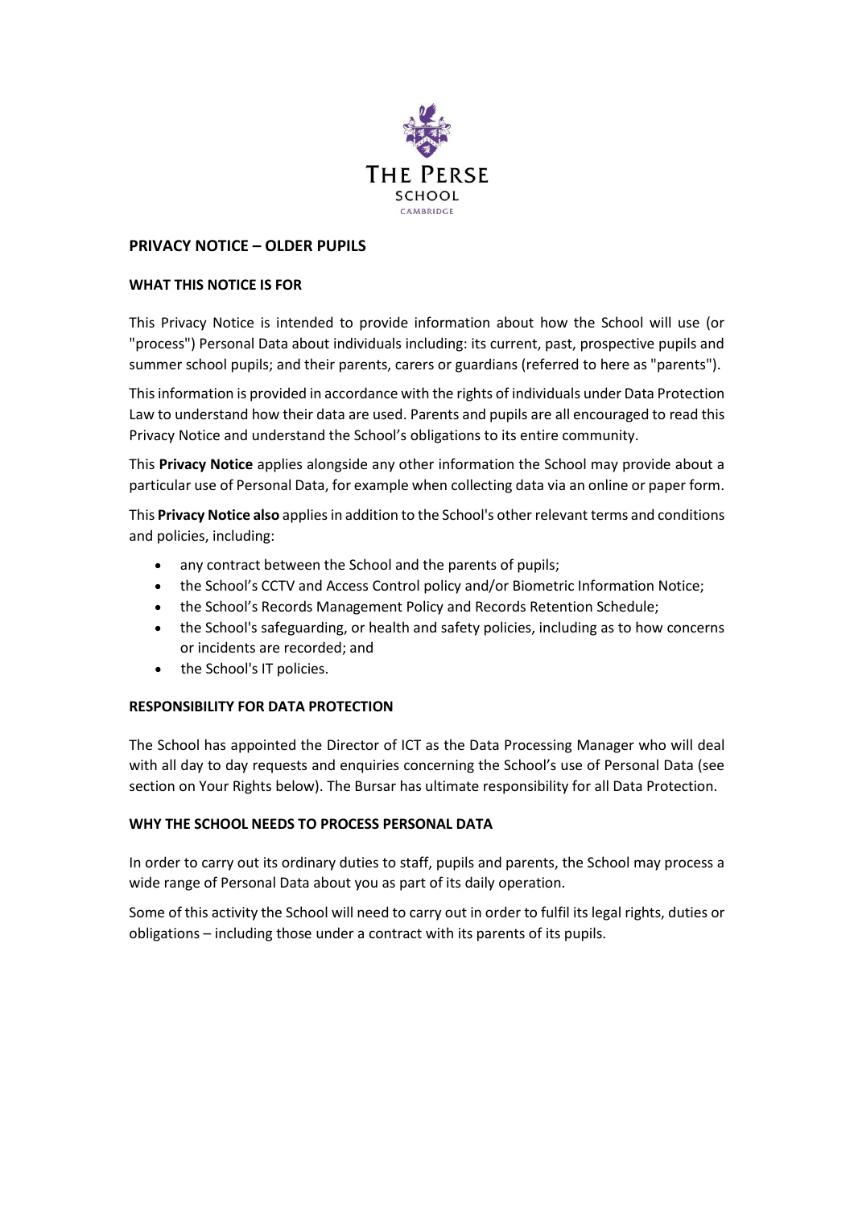# PRIVACY NOTICE – OLDER PUPILS

## WHAT THIS NOTICE IS FOR

This Privacy Notice is intended to provide information about how the School will use (or "process") Personal Data about individuals including: its current, past, prospective pupils and summer school pupils; and their parents, carers or guardians (referred to here as "parents").

This information is provided in accordance with the rights of individuals under Data Protection Law to understand how their data are used. Parents and pupils are all encouraged to read this Privacy Notice and understand the School's obligations to its entire community.

This **Privacy Notice** applies alongside any other information the School may provide about a particular use of Personal Data, for example when collecting data via an online or paper form.

This **Privacy Notice also** applies in addition to the School's other relevant terms and conditions and policies, including:

- any contract between the School and the parents of pupils;
- the School's CCTV and Access Control policy and/or Biometric Information Notice;
- the School's Records Management Policy and Records Retention Schedule;
- the School's safeguarding, or health and safety policies, including as to how concerns or incidents are recorded; and
- the School's IT policies.

## RESPONSIBILITY FOR DATA PROTECTION

The School has appointed the Director of ICT as the Data Processing Manager who will deal with all day to day requests and enquiries concerning the School's use of Personal Data (see section on Your Rights below). The Bursar has ultimate responsibility for all Data Protection.

## WHY THE SCHOOL NEEDS TO PROCESS PERSONAL DATA

In order to carry out its ordinary duties to staff, pupils and parents, the School may process a wide range of Personal Data about you as part of its daily operation.

Some of this activity the School will need to carry out in order to fulfil its legal rights, duties or obligations – including those under a contract with its parents of its pupils.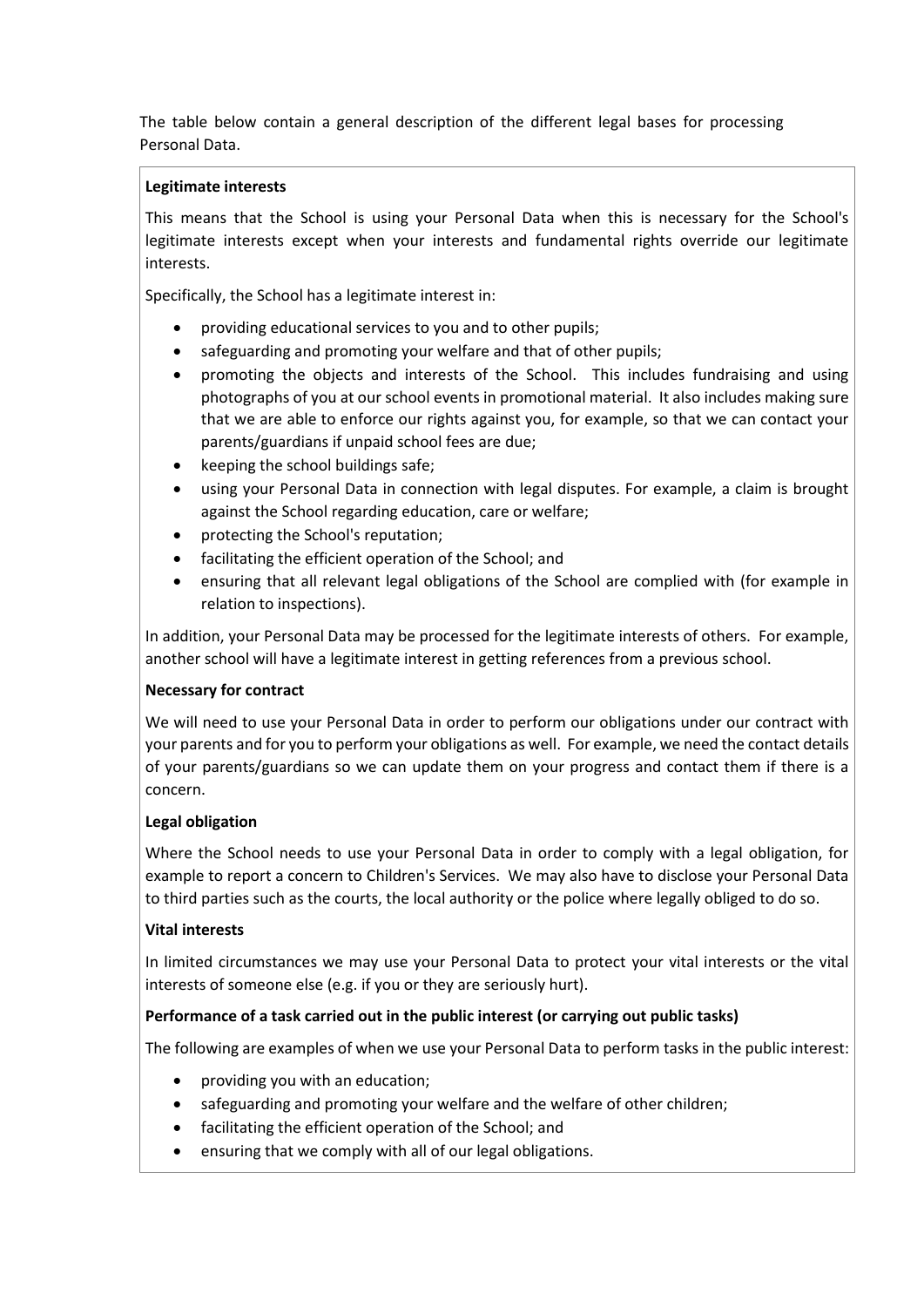The table below contain a general description of the different legal bases for processing Personal Data.

**Legitimate interests**

This means that the School is using your Personal Data when this is necessary for the School's legitimate interests except when your interests and fundamental rights override our legitimate interests.

Specifically, the School has a legitimate interest in:

- providing educational services to you and to other pupils;
- safeguarding and promoting your welfare and that of other pupils;
- promoting the objects and interests of the School. This includes fundraising and using photographs of you at our school events in promotional material. It also includes making sure that we are able to enforce our rights against you, for example, so that we can contact your parents/guardians if unpaid school fees are due;
- keeping the school buildings safe;
- using your Personal Data in connection with legal disputes. For example, a claim is brought against the School regarding education, care or welfare;
- protecting the School's reputation;
- facilitating the efficient operation of the School; and
- ensuring that all relevant legal obligations of the School are complied with (for example in relation to inspections).

In addition, your Personal Data may be processed for the legitimate interests of others. For example, another school will have a legitimate interest in getting references from a previous school.

**Necessary for contract**

We will need to use your Personal Data in order to perform our obligations under our contract with your parents and for you to perform your obligations as well. For example, we need the contact details of your parents/guardians so we can update them on your progress and contact them if there is a concern.

**Legal obligation**

Where the School needs to use your Personal Data in order to comply with a legal obligation, for example to report a concern to Children's Services. We may also have to disclose your Personal Data to third parties such as the courts, the local authority or the police where legally obliged to do so.

**Vital interests**

In limited circumstances we may use your Personal Data to protect your vital interests or the vital interests of someone else (e.g. if you or they are seriously hurt).

**Performance of a task carried out in the public interest (or carrying out public tasks)**

The following are examples of when we use your Personal Data to perform tasks in the public interest:

- providing you with an education;
- safeguarding and promoting your welfare and the welfare of other children;
- facilitating the efficient operation of the School; and
- ensuring that we comply with all of our legal obligations.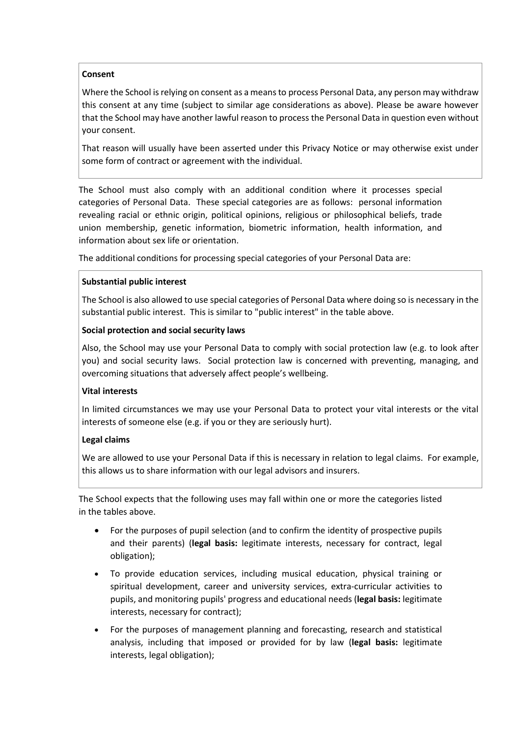**Consent**

Where the School is relying on consent as a means to process Personal Data, any person may withdraw this consent at any time (subject to similar age considerations as above). Please be aware however that the School may have another lawful reason to process the Personal Data in question even without your consent.

That reason will usually have been asserted under this Privacy Notice or may otherwise exist under some form of contract or agreement with the individual.

The School must also comply with an additional condition where it processes special categories of Personal Data. These special categories are as follows: personal information revealing racial or ethnic origin, political opinions, religious or philosophical beliefs, trade union membership, genetic information, biometric information, health information, and information about sex life or orientation.

The additional conditions for processing special categories of your Personal Data are:

**Substantial public interest**

The School is also allowed to use special categories of Personal Data where doing so is necessary in the substantial public interest. This is similar to "public interest" in the table above.

**Social protection and social security laws**

Also, the School may use your Personal Data to comply with social protection law (e.g. to look after you) and social security laws. Social protection law is concerned with preventing, managing, and overcoming situations that adversely affect people's wellbeing.

**Vital interests**

In limited circumstances we may use your Personal Data to protect your vital interests or the vital interests of someone else (e.g. if you or they are seriously hurt).

**Legal claims**

We are allowed to use your Personal Data if this is necessary in relation to legal claims. For example, this allows us to share information with our legal advisors and insurers.

The School expects that the following uses may fall within one or more the categories listed in the tables above.

- For the purposes of pupil selection (and to confirm the identity of prospective pupils and their parents) (**legal basis:** legitimate interests, necessary for contract, legal obligation);
- To provide education services, including musical education, physical training or spiritual development, career and university services, extra-curricular activities to pupils, and monitoring pupils' progress and educational needs (**legal basis:** legitimate interests, necessary for contract);
- For the purposes of management planning and forecasting, research and statistical analysis, including that imposed or provided for by law (**legal basis:** legitimate interests, legal obligation);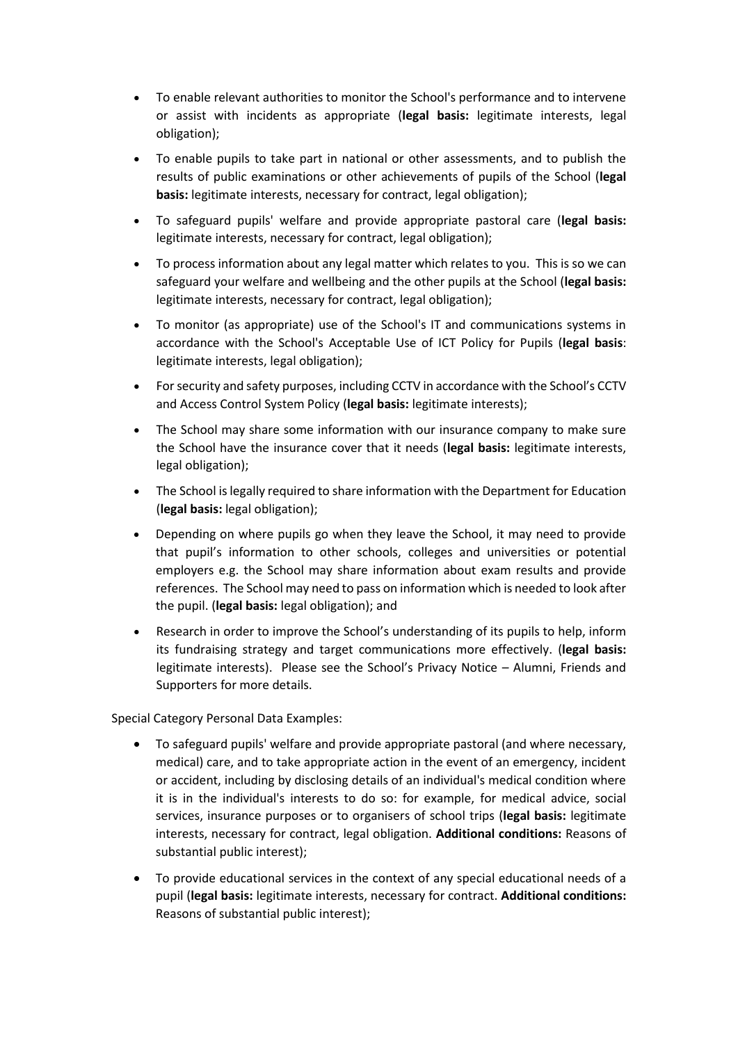- To enable relevant authorities to monitor the School's performance and to intervene or assist with incidents as appropriate (**legal basis:** legitimate interests, legal obligation);
- To enable pupils to take part in national or other assessments, and to publish the results of public examinations or other achievements of pupils of the School (**legal basis:** legitimate interests, necessary for contract, legal obligation);
- To safeguard pupils' welfare and provide appropriate pastoral care (**legal basis:** legitimate interests, necessary for contract, legal obligation);
- To process information about any legal matter which relates to you. This is so we can safeguard your welfare and wellbeing and the other pupils at the School (**legal basis:** legitimate interests, necessary for contract, legal obligation);
- To monitor (as appropriate) use of the School's IT and communications systems in accordance with the School's Acceptable Use of ICT Policy for Pupils (**legal basis**: legitimate interests, legal obligation);
- For security and safety purposes, including CCTV in accordance with the School's CCTV and Access Control System Policy (**legal basis:** legitimate interests);
- The School may share some information with our insurance company to make sure the School have the insurance cover that it needs (**legal basis:** legitimate interests, legal obligation);
- The School is legally required to share information with the Department for Education (**legal basis:** legal obligation);
- Depending on where pupils go when they leave the School, it may need to provide that pupil's information to other schools, colleges and universities or potential employers e.g. the School may share information about exam results and provide references. The School may need to pass on information which is needed to look after the pupil. (**legal basis:** legal obligation); and
- Research in order to improve the School's understanding of its pupils to help, inform its fundraising strategy and target communications more effectively. (**legal basis:** legitimate interests). Please see the School's Privacy Notice – Alumni, Friends and Supporters for more details.

Special Category Personal Data Examples:

- To safeguard pupils' welfare and provide appropriate pastoral (and where necessary, medical) care, and to take appropriate action in the event of an emergency, incident or accident, including by disclosing details of an individual's medical condition where it is in the individual's interests to do so: for example, for medical advice, social services, insurance purposes or to organisers of school trips (**legal basis:** legitimate interests, necessary for contract, legal obligation. **Additional conditions:** Reasons of substantial public interest);
- To provide educational services in the context of any special educational needs of a pupil (**legal basis:** legitimate interests, necessary for contract. **Additional conditions:** Reasons of substantial public interest);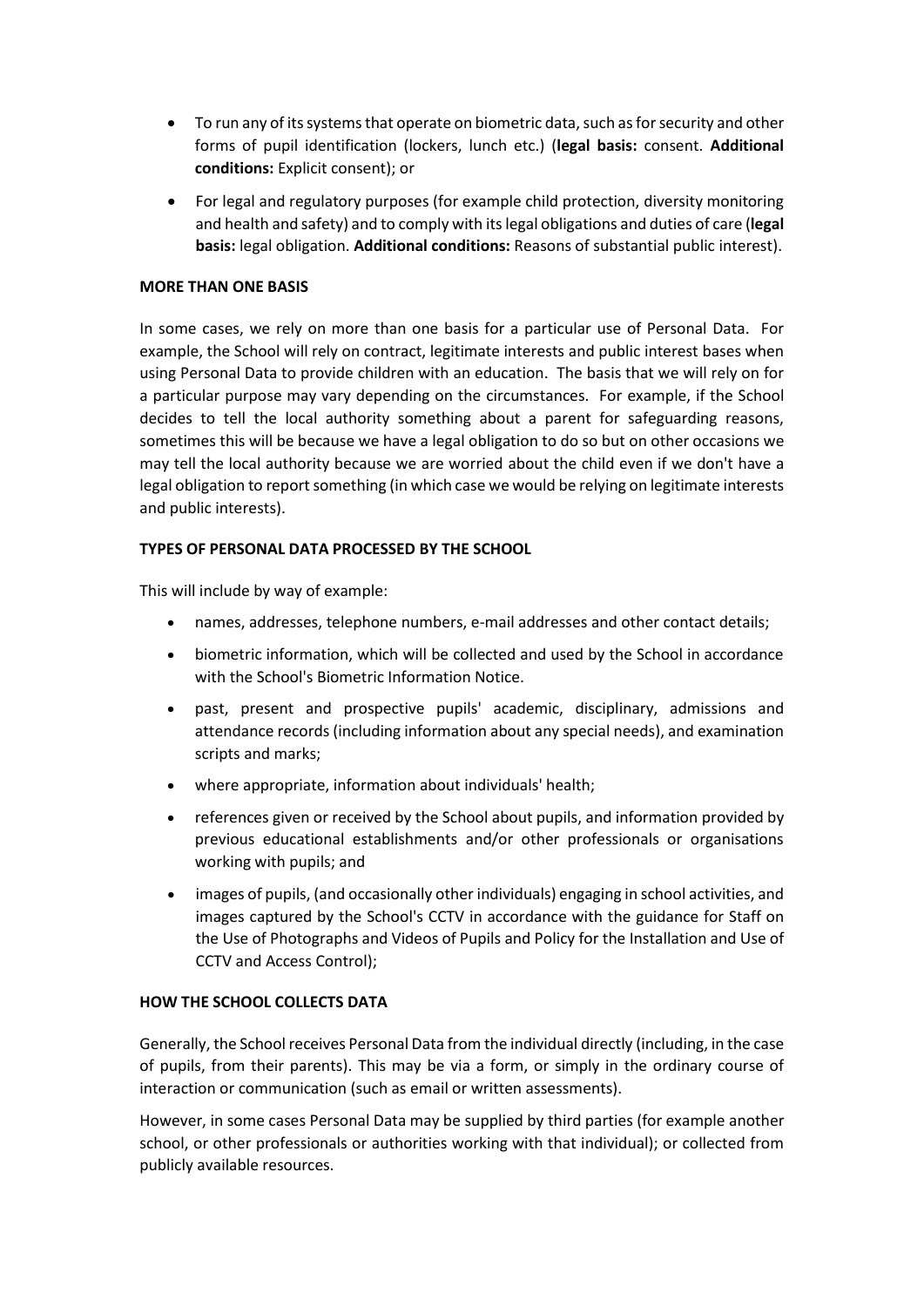- To run any of its systems that operate on biometric data, such as for security and other forms of pupil identification (lockers, lunch etc.) (**legal basis:** consent. **Additional conditions:** Explicit consent); or
- For legal and regulatory purposes (for example child protection, diversity monitoring and health and safety) and to comply with its legal obligations and duties of care (**legal basis:** legal obligation. **Additional conditions:** Reasons of substantial public interest).

**MORE THAN ONE BASIS**

In some cases, we rely on more than one basis for a particular use of Personal Data. For example, the School will rely on contract, legitimate interests and public interest bases when using Personal Data to provide children with an education. The basis that we will rely on for a particular purpose may vary depending on the circumstances. For example, if the School decides to tell the local authority something about a parent for safeguarding reasons, sometimes this will be because we have a legal obligation to do so but on other occasions we may tell the local authority because we are worried about the child even if we don't have a legal obligation to report something (in which case we would be relying on legitimate interests and public interests).

**TYPES OF PERSONAL DATA PROCESSED BY THE SCHOOL**

This will include by way of example:

- names, addresses, telephone numbers, e-mail addresses and other contact details;
- biometric information, which will be collected and used by the School in accordance with the School's Biometric Information Notice.
- past, present and prospective pupils' academic, disciplinary, admissions and attendance records (including information about any special needs), and examination scripts and marks;
- where appropriate, information about individuals' health;
- references given or received by the School about pupils, and information provided by previous educational establishments and/or other professionals or organisations working with pupils; and
- images of pupils, (and occasionally other individuals) engaging in school activities, and images captured by the School's CCTV in accordance with the guidance for Staff on the Use of Photographs and Videos of Pupils and Policy for the Installation and Use of CCTV and Access Control);

**HOW THE SCHOOL COLLECTS DATA**

Generally, the School receives Personal Data from the individual directly (including, in the case of pupils, from their parents). This may be via a form, or simply in the ordinary course of interaction or communication (such as email or written assessments).

However, in some cases Personal Data may be supplied by third parties (for example another school, or other professionals or authorities working with that individual); or collected from publicly available resources.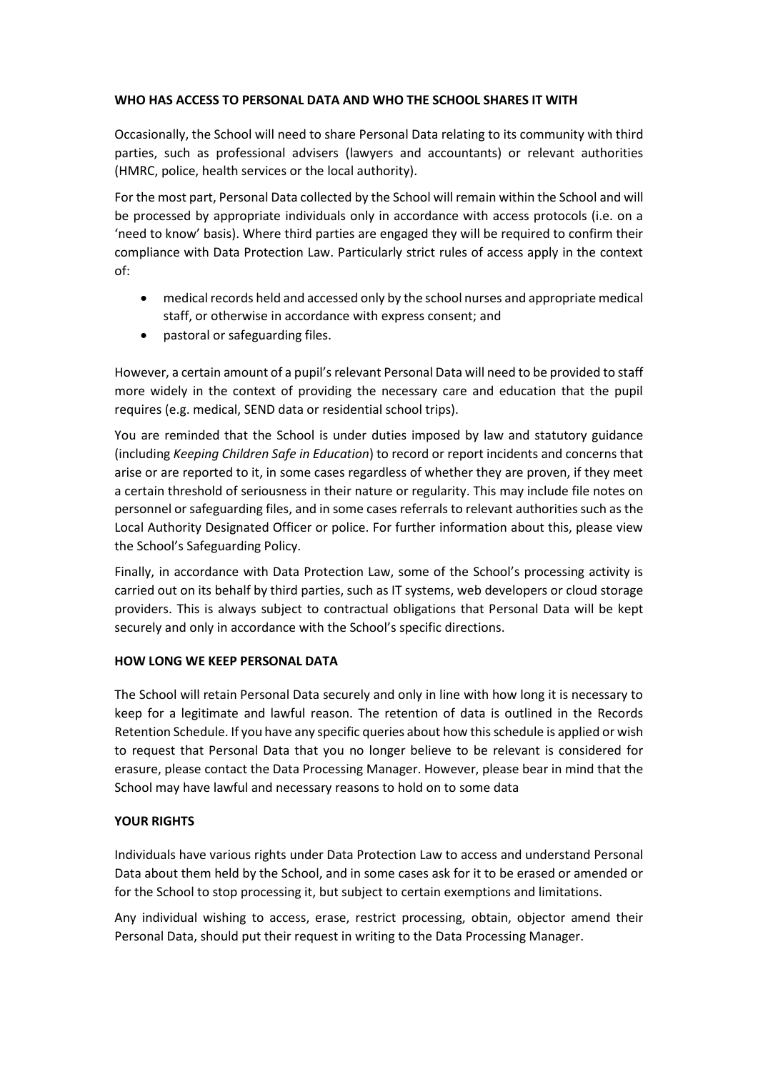**WHO HAS ACCESS TO PERSONAL DATA AND WHO THE SCHOOL SHARES IT WITH**

Occasionally, the School will need to share Personal Data relating to its community with third parties, such as professional advisers (lawyers and accountants) or relevant authorities (HMRC, police, health services or the local authority).

For the most part, Personal Data collected by the School will remain within the School and will be processed by appropriate individuals only in accordance with access protocols (i.e. on a 'need to know' basis). Where third parties are engaged they will be required to confirm their compliance with Data Protection Law. Particularly strict rules of access apply in the context of:

- medical records held and accessed only by the school nurses and appropriate medical staff, or otherwise in accordance with express consent; and
- pastoral or safeguarding files.

However, a certain amount of a pupil's relevant Personal Data will need to be provided to staff more widely in the context of providing the necessary care and education that the pupil requires (e.g. medical, SEND data or residential school trips).

You are reminded that the School is under duties imposed by law and statutory guidance (including *Keeping Children Safe in Education*) to record or report incidents and concerns that arise or are reported to it, in some cases regardless of whether they are proven, if they meet a certain threshold of seriousness in their nature or regularity. This may include file notes on personnel or safeguarding files, and in some cases referrals to relevant authorities such as the Local Authority Designated Officer or police. For further information about this, please view the School's Safeguarding Policy.

Finally, in accordance with Data Protection Law, some of the School's processing activity is carried out on its behalf by third parties, such as IT systems, web developers or cloud storage providers. This is always subject to contractual obligations that Personal Data will be kept securely and only in accordance with the School's specific directions.

**HOW LONG WE KEEP PERSONAL DATA**

The School will retain Personal Data securely and only in line with how long it is necessary to keep for a legitimate and lawful reason. The retention of data is outlined in the Records Retention Schedule. If you have any specific queries about how this schedule is applied or wish to request that Personal Data that you no longer believe to be relevant is considered for erasure, please contact the Data Processing Manager. However, please bear in mind that the School may have lawful and necessary reasons to hold on to some data

**YOUR RIGHTS**

Individuals have various rights under Data Protection Law to access and understand Personal Data about them held by the School, and in some cases ask for it to be erased or amended or for the School to stop processing it, but subject to certain exemptions and limitations.

Any individual wishing to access, erase, restrict processing, obtain, objector amend their Personal Data, should put their request in writing to the Data Processing Manager.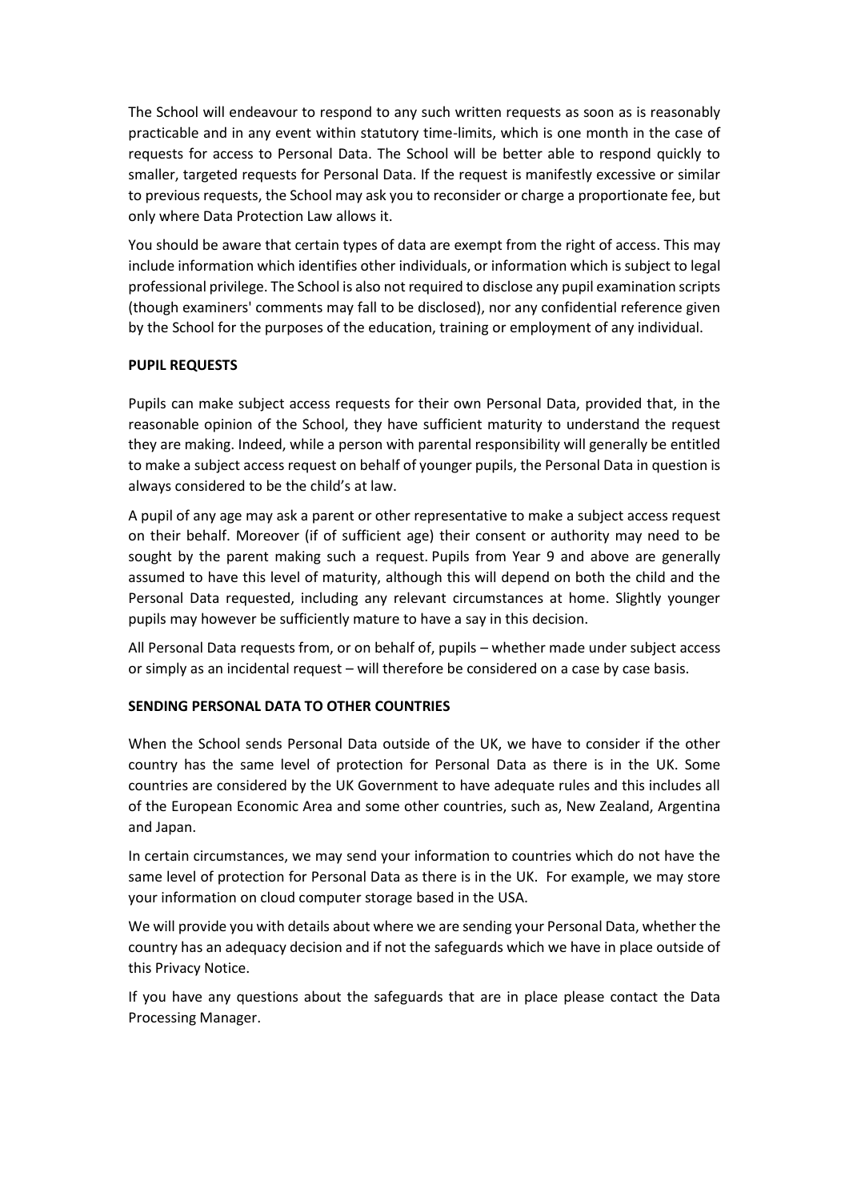The School will endeavour to respond to any such written requests as soon as is reasonably practicable and in any event within statutory time-limits, which is one month in the case of requests for access to Personal Data. The School will be better able to respond quickly to smaller, targeted requests for Personal Data. If the request is manifestly excessive or similar to previous requests, the School may ask you to reconsider or charge a proportionate fee, but only where Data Protection Law allows it.

You should be aware that certain types of data are exempt from the right of access. This may include information which identifies other individuals, or information which is subject to legal professional privilege. The School is also not required to disclose any pupil examination scripts (though examiners' comments may fall to be disclosed), nor any confidential reference given by the School for the purposes of the education, training or employment of any individual.

**PUPIL REQUESTS**

Pupils can make subject access requests for their own Personal Data, provided that, in the reasonable opinion of the School, they have sufficient maturity to understand the request they are making. Indeed, while a person with parental responsibility will generally be entitled to make a subject access request on behalf of younger pupils, the Personal Data in question is always considered to be the child's at law.

A pupil of any age may ask a parent or other representative to make a subject access request on their behalf. Moreover (if of sufficient age) their consent or authority may need to be sought by the parent making such a request. Pupils from Year 9 and above are generally assumed to have this level of maturity, although this will depend on both the child and the Personal Data requested, including any relevant circumstances at home. Slightly younger pupils may however be sufficiently mature to have a say in this decision.

All Personal Data requests from, or on behalf of, pupils – whether made under subject access or simply as an incidental request – will therefore be considered on a case by case basis.

**SENDING PERSONAL DATA TO OTHER COUNTRIES**

When the School sends Personal Data outside of the UK, we have to consider if the other country has the same level of protection for Personal Data as there is in the UK. Some countries are considered by the UK Government to have adequate rules and this includes all of the European Economic Area and some other countries, such as, New Zealand, Argentina and Japan.

In certain circumstances, we may send your information to countries which do not have the same level of protection for Personal Data as there is in the UK. For example, we may store your information on cloud computer storage based in the USA.

We will provide you with details about where we are sending your Personal Data, whether the country has an adequacy decision and if not the safeguards which we have in place outside of this Privacy Notice.

If you have any questions about the safeguards that are in place please contact the Data Processing Manager.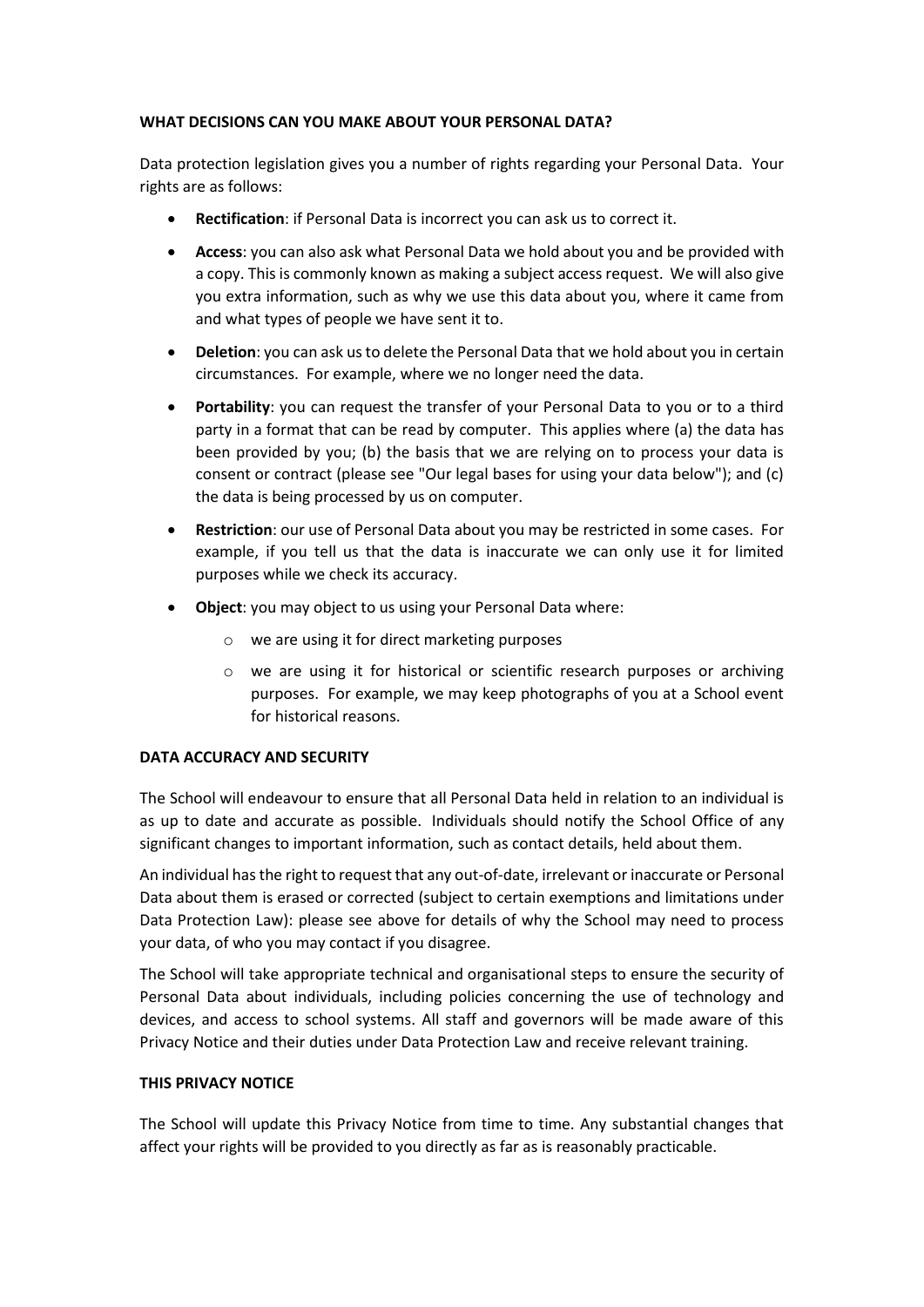## WHAT DECISIONS CAN YOU MAKE ABOUT YOUR PERSONAL DATA?

Data protection legislation gives you a number of rights regarding your Personal Data. Your rights are as follows:

- **Rectification**: if Personal Data is incorrect you can ask us to correct it.
- **Access**: you can also ask what Personal Data we hold about you and be provided with a copy. This is commonly known as making a subject access request. We will also give you extra information, such as why we use this data about you, where it came from and what types of people we have sent it to.
- **Deletion**: you can ask us to delete the Personal Data that we hold about you in certain circumstances. For example, where we no longer need the data.
- **Portability**: you can request the transfer of your Personal Data to you or to a third party in a format that can be read by computer. This applies where (a) the data has been provided by you; (b) the basis that we are relying on to process your data is consent or contract (please see "Our legal bases for using your data below"); and (c) the data is being processed by us on computer.
- **Restriction**: our use of Personal Data about you may be restricted in some cases. For example, if you tell us that the data is inaccurate we can only use it for limited purposes while we check its accuracy.
- **Object**: you may object to us using your Personal Data where:
  - we are using it for direct marketing purposes
  - we are using it for historical or scientific research purposes or archiving purposes. For example, we may keep photographs of you at a School event for historical reasons.

## DATA ACCURACY AND SECURITY

The School will endeavour to ensure that all Personal Data held in relation to an individual is as up to date and accurate as possible. Individuals should notify the School Office of any significant changes to important information, such as contact details, held about them.

An individual has the right to request that any out-of-date, irrelevant or inaccurate or Personal Data about them is erased or corrected (subject to certain exemptions and limitations under Data Protection Law): please see above for details of why the School may need to process your data, of who you may contact if you disagree.

The School will take appropriate technical and organisational steps to ensure the security of Personal Data about individuals, including policies concerning the use of technology and devices, and access to school systems. All staff and governors will be made aware of this Privacy Notice and their duties under Data Protection Law and receive relevant training.

## THIS PRIVACY NOTICE

The School will update this Privacy Notice from time to time. Any substantial changes that affect your rights will be provided to you directly as far as is reasonably practicable.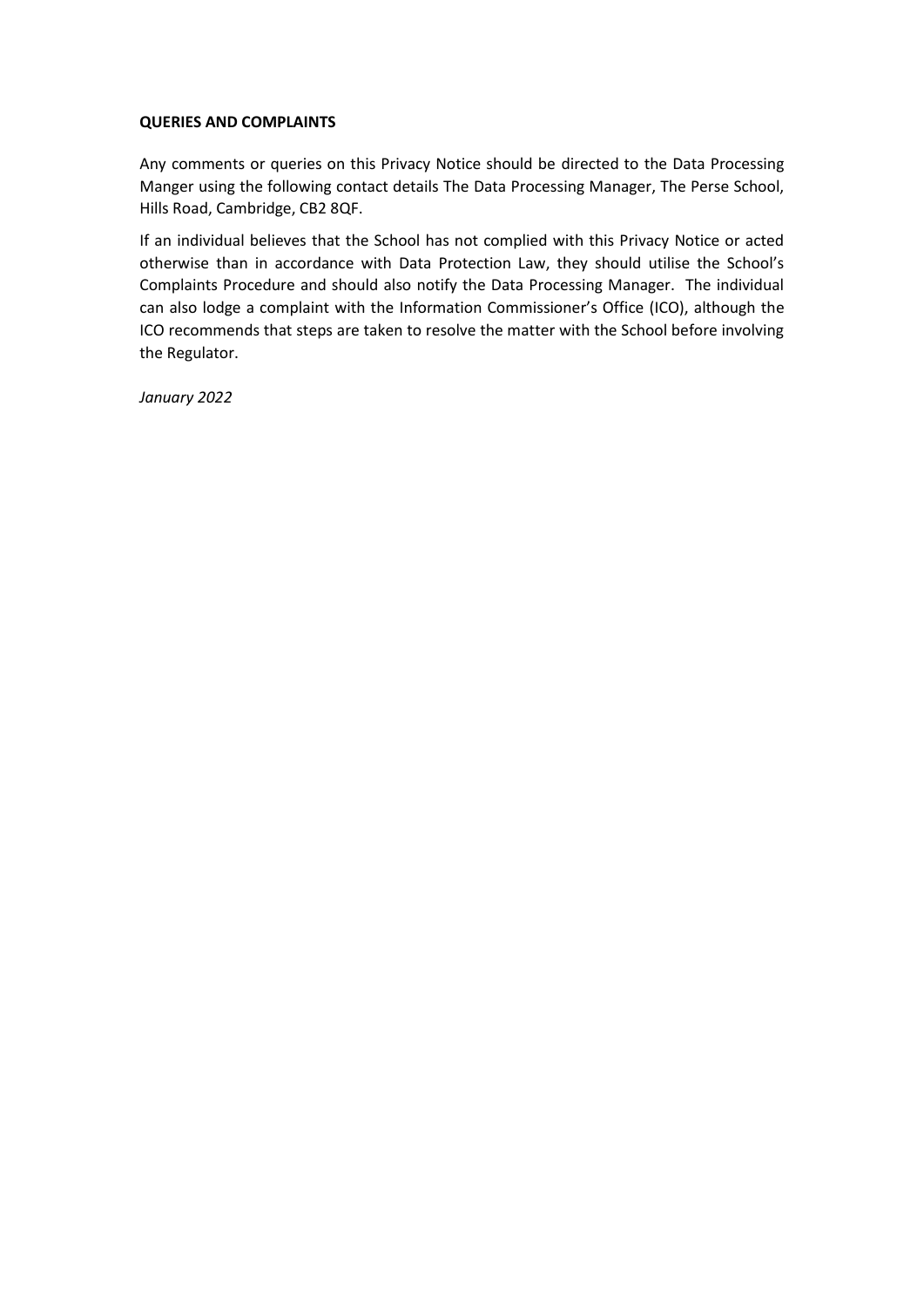**QUERIES AND COMPLAINTS**

Any comments or queries on this Privacy Notice should be directed to the Data Processing Manger using the following contact details The Data Processing Manager, The Perse School, Hills Road, Cambridge, CB2 8QF.

If an individual believes that the School has not complied with this Privacy Notice or acted otherwise than in accordance with Data Protection Law, they should utilise the School's Complaints Procedure and should also notify the Data Processing Manager. The individual can also lodge a complaint with the Information Commissioner's Office (ICO), although the ICO recommends that steps are taken to resolve the matter with the School before involving the Regulator.

*January 2022*